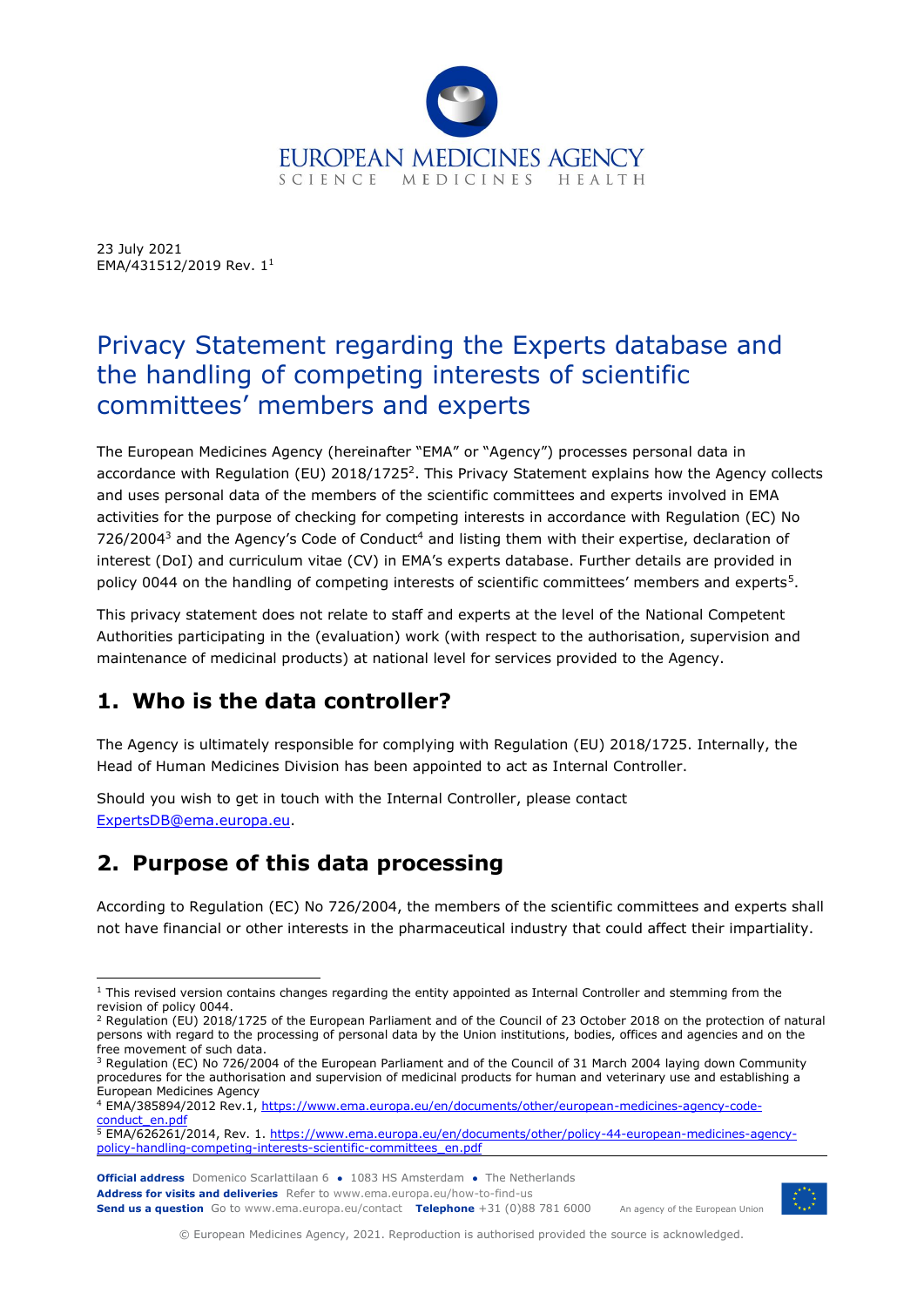EUROPEAN MEDICINES AGENCY
SCIENCE MEDICINES HEALTH

23 July 2021
EMA/431512/2019 Rev. 1[1]

# Privacy Statement regarding the Experts database and the handling of competing interests of scientific committees' members and experts

The European Medicines Agency (hereinafter "EMA" or "Agency") processes personal data in accordance with Regulation (EU) 2018/1725[2]. This Privacy Statement explains how the Agency collects and uses personal data of the members of the scientific committees and experts involved in EMA activities for the purpose of checking for competing interests in accordance with Regulation (EC) No 726/2004[3] and the Agency's Code of Conduct[4] and listing them with their expertise, declaration of interest (DoI) and curriculum vitae (CV) in EMA's experts database. Further details are provided in policy 0044 on the handling of competing interests of scientific committees' members and experts[5].

This privacy statement does not relate to staff and experts at the level of the National Competent Authorities participating in the (evaluation) work (with respect to the authorisation, supervision and maintenance of medicinal products) at national level for services provided to the Agency.

## 1. Who is the data controller?

The Agency is ultimately responsible for complying with Regulation (EU) 2018/1725. Internally, the Head of Human Medicines Division has been appointed to act as Internal Controller.

Should you wish to get in touch with the Internal Controller, please contact ExpertsDB@ema.europa.eu.

## 2. Purpose of this data processing

According to Regulation (EC) No 726/2004, the members of the scientific committees and experts shall not have financial or other interests in the pharmaceutical industry that could affect their impartiality.

---

[1] This revised version contains changes regarding the entity appointed as Internal Controller and stemming from the revision of policy 0044.

[2] Regulation (EU) 2018/1725 of the European Parliament and of the Council of 23 October 2018 on the protection of natural persons with regard to the processing of personal data by the Union institutions, bodies, offices and agencies and on the free movement of such data.

[3] Regulation (EC) No 726/2004 of the European Parliament and of the Council of 31 March 2004 laying down Community procedures for the authorisation and supervision of medicinal products for human and veterinary use and establishing a European Medicines Agency

[4] EMA/385894/2012 Rev.1, https://www.ema.europa.eu/en/documents/other/european-medicines-agency-code-conduct_en.pdf

[5] EMA/626261/2014, Rev. 1. https://www.ema.europa.eu/en/documents/other/policy-44-european-medicines-agency-policy-handling-competing-interests-scientific-committees_en.pdf

**Official address** Domenico Scarlattilaan 6 • 1083 HS Amsterdam • The Netherlands
**Address for visits and deliveries** Refer to www.ema.europa.eu/how-to-find-us
**Send us a question** Go to www.ema.europa.eu/contact **Telephone** +31 (0)88 781 6000

An agency of the European Union

© European Medicines Agency, 2021. Reproduction is authorised provided the source is acknowledged.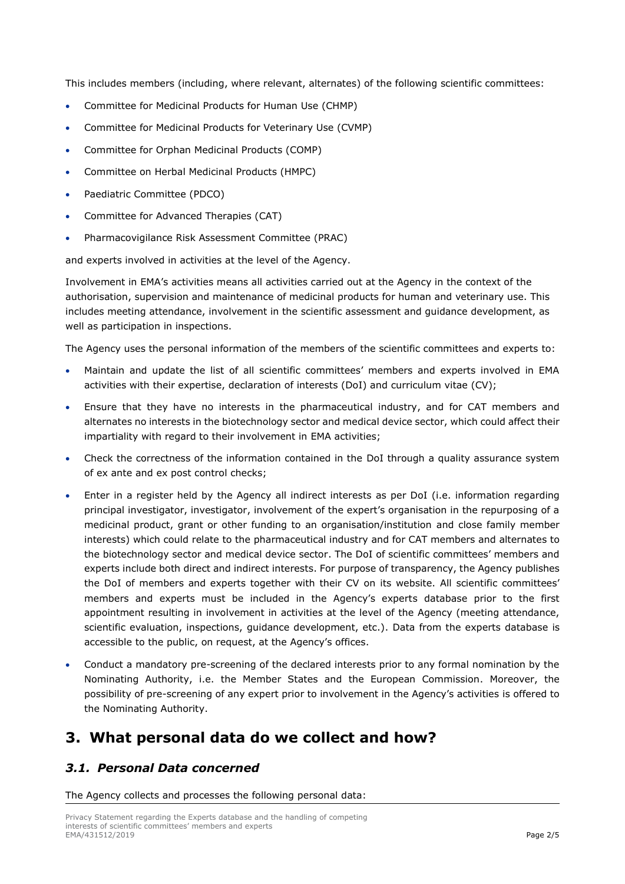This includes members (including, where relevant, alternates) of the following scientific committees:

- Committee for Medicinal Products for Human Use (CHMP)
- Committee for Medicinal Products for Veterinary Use (CVMP)
- Committee for Orphan Medicinal Products (COMP)
- Committee on Herbal Medicinal Products (HMPC)
- Paediatric Committee (PDCO)
- Committee for Advanced Therapies (CAT)
- Pharmacovigilance Risk Assessment Committee (PRAC)

and experts involved in activities at the level of the Agency.

Involvement in EMA's activities means all activities carried out at the Agency in the context of the authorisation, supervision and maintenance of medicinal products for human and veterinary use. This includes meeting attendance, involvement in the scientific assessment and guidance development, as well as participation in inspections.

The Agency uses the personal information of the members of the scientific committees and experts to:

- Maintain and update the list of all scientific committees' members and experts involved in EMA activities with their expertise, declaration of interests (DoI) and curriculum vitae (CV);
- Ensure that they have no interests in the pharmaceutical industry, and for CAT members and alternates no interests in the biotechnology sector and medical device sector, which could affect their impartiality with regard to their involvement in EMA activities;
- Check the correctness of the information contained in the DoI through a quality assurance system of ex ante and ex post control checks;
- Enter in a register held by the Agency all indirect interests as per DoI (i.e. information regarding principal investigator, investigator, involvement of the expert's organisation in the repurposing of a medicinal product, grant or other funding to an organisation/institution and close family member interests) which could relate to the pharmaceutical industry and for CAT members and alternates to the biotechnology sector and medical device sector. The DoI of scientific committees' members and experts include both direct and indirect interests. For purpose of transparency, the Agency publishes the DoI of members and experts together with their CV on its website. All scientific committees' members and experts must be included in the Agency's experts database prior to the first appointment resulting in involvement in activities at the level of the Agency (meeting attendance, scientific evaluation, inspections, guidance development, etc.). Data from the experts database is accessible to the public, on request, at the Agency's offices.
- Conduct a mandatory pre-screening of the declared interests prior to any formal nomination by the Nominating Authority, i.e. the Member States and the European Commission. Moreover, the possibility of pre-screening of any expert prior to involvement in the Agency's activities is offered to the Nominating Authority.

# 3. What personal data do we collect and how?

## *3.1. Personal Data concerned*

The Agency collects and processes the following personal data: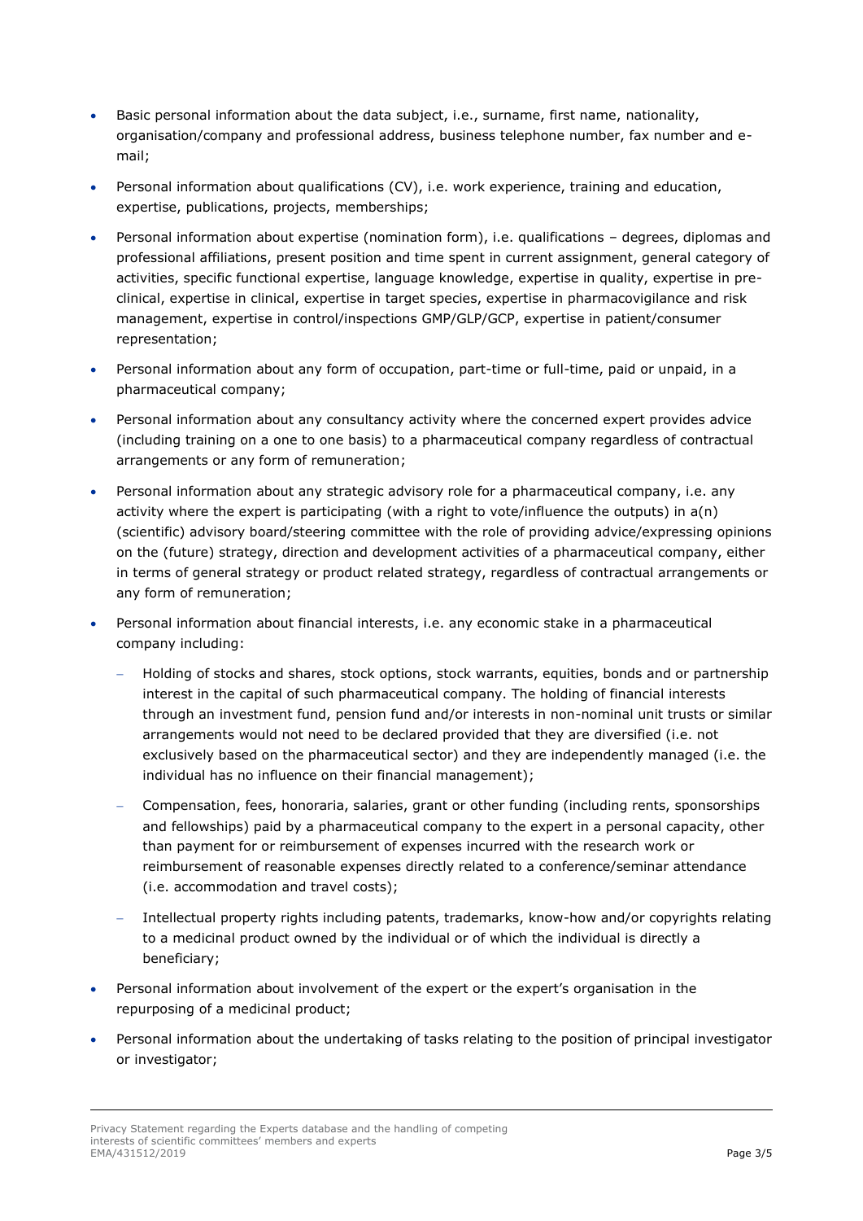- Basic personal information about the data subject, i.e., surname, first name, nationality, organisation/company and professional address, business telephone number, fax number and e-mail;
- Personal information about qualifications (CV), i.e. work experience, training and education, expertise, publications, projects, memberships;
- Personal information about expertise (nomination form), i.e. qualifications – degrees, diplomas and professional affiliations, present position and time spent in current assignment, general category of activities, specific functional expertise, language knowledge, expertise in quality, expertise in pre-clinical, expertise in clinical, expertise in target species, expertise in pharmacovigilance and risk management, expertise in control/inspections GMP/GLP/GCP, expertise in patient/consumer representation;
- Personal information about any form of occupation, part-time or full-time, paid or unpaid, in a pharmaceutical company;
- Personal information about any consultancy activity where the concerned expert provides advice (including training on a one to one basis) to a pharmaceutical company regardless of contractual arrangements or any form of remuneration;
- Personal information about any strategic advisory role for a pharmaceutical company, i.e. any activity where the expert is participating (with a right to vote/influence the outputs) in a(n) (scientific) advisory board/steering committee with the role of providing advice/expressing opinions on the (future) strategy, direction and development activities of a pharmaceutical company, either in terms of general strategy or product related strategy, regardless of contractual arrangements or any form of remuneration;
- Personal information about financial interests, i.e. any economic stake in a pharmaceutical company including:
  - Holding of stocks and shares, stock options, stock warrants, equities, bonds and or partnership interest in the capital of such pharmaceutical company. The holding of financial interests through an investment fund, pension fund and/or interests in non-nominal unit trusts or similar arrangements would not need to be declared provided that they are diversified (i.e. not exclusively based on the pharmaceutical sector) and they are independently managed (i.e. the individual has no influence on their financial management);
  - Compensation, fees, honoraria, salaries, grant or other funding (including rents, sponsorships and fellowships) paid by a pharmaceutical company to the expert in a personal capacity, other than payment for or reimbursement of expenses incurred with the research work or reimbursement of reasonable expenses directly related to a conference/seminar attendance (i.e. accommodation and travel costs);
  - Intellectual property rights including patents, trademarks, know-how and/or copyrights relating to a medicinal product owned by the individual or of which the individual is directly a beneficiary;
- Personal information about involvement of the expert or the expert's organisation in the repurposing of a medicinal product;
- Personal information about the undertaking of tasks relating to the position of principal investigator or investigator;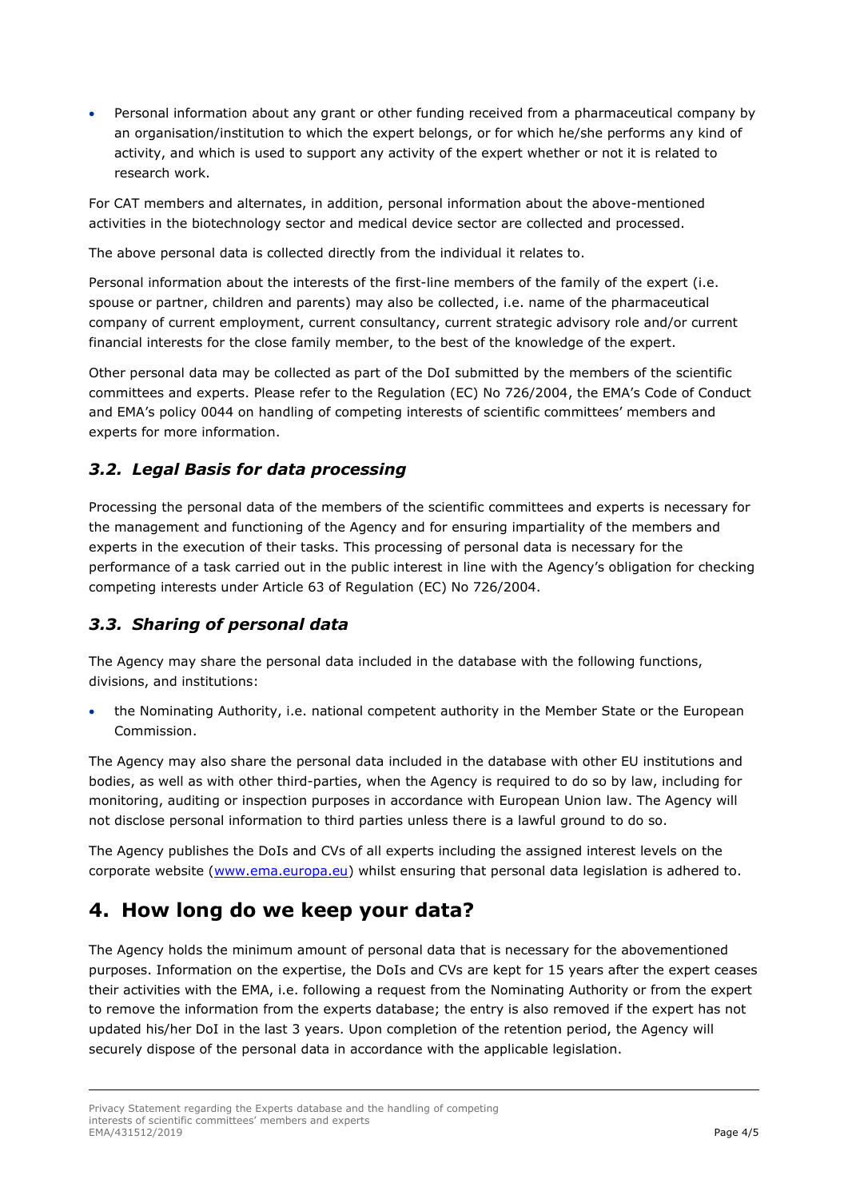- Personal information about any grant or other funding received from a pharmaceutical company by an organisation/institution to which the expert belongs, or for which he/she performs any kind of activity, and which is used to support any activity of the expert whether or not it is related to research work.

For CAT members and alternates, in addition, personal information about the above-mentioned activities in the biotechnology sector and medical device sector are collected and processed.

The above personal data is collected directly from the individual it relates to.

Personal information about the interests of the first-line members of the family of the expert (i.e. spouse or partner, children and parents) may also be collected, i.e. name of the pharmaceutical company of current employment, current consultancy, current strategic advisory role and/or current financial interests for the close family member, to the best of the knowledge of the expert.

Other personal data may be collected as part of the DoI submitted by the members of the scientific committees and experts. Please refer to the Regulation (EC) No 726/2004, the EMA's Code of Conduct and EMA's policy 0044 on handling of competing interests of scientific committees' members and experts for more information.

### *3.2. Legal Basis for data processing*

Processing the personal data of the members of the scientific committees and experts is necessary for the management and functioning of the Agency and for ensuring impartiality of the members and experts in the execution of their tasks. This processing of personal data is necessary for the performance of a task carried out in the public interest in line with the Agency's obligation for checking competing interests under Article 63 of Regulation (EC) No 726/2004.

### *3.3. Sharing of personal data*

The Agency may share the personal data included in the database with the following functions, divisions, and institutions:

- the Nominating Authority, i.e. national competent authority in the Member State or the European Commission.

The Agency may also share the personal data included in the database with other EU institutions and bodies, as well as with other third-parties, when the Agency is required to do so by law, including for monitoring, auditing or inspection purposes in accordance with European Union law. The Agency will not disclose personal information to third parties unless there is a lawful ground to do so.

The Agency publishes the DoIs and CVs of all experts including the assigned interest levels on the corporate website ([www.ema.europa.eu](http://www.ema.europa.eu)) whilst ensuring that personal data legislation is adhered to.

## 4. How long do we keep your data?

The Agency holds the minimum amount of personal data that is necessary for the abovementioned purposes. Information on the expertise, the DoIs and CVs are kept for 15 years after the expert ceases their activities with the EMA, i.e. following a request from the Nominating Authority or from the expert to remove the information from the experts database; the entry is also removed if the expert has not updated his/her DoI in the last 3 years. Upon completion of the retention period, the Agency will securely dispose of the personal data in accordance with the applicable legislation.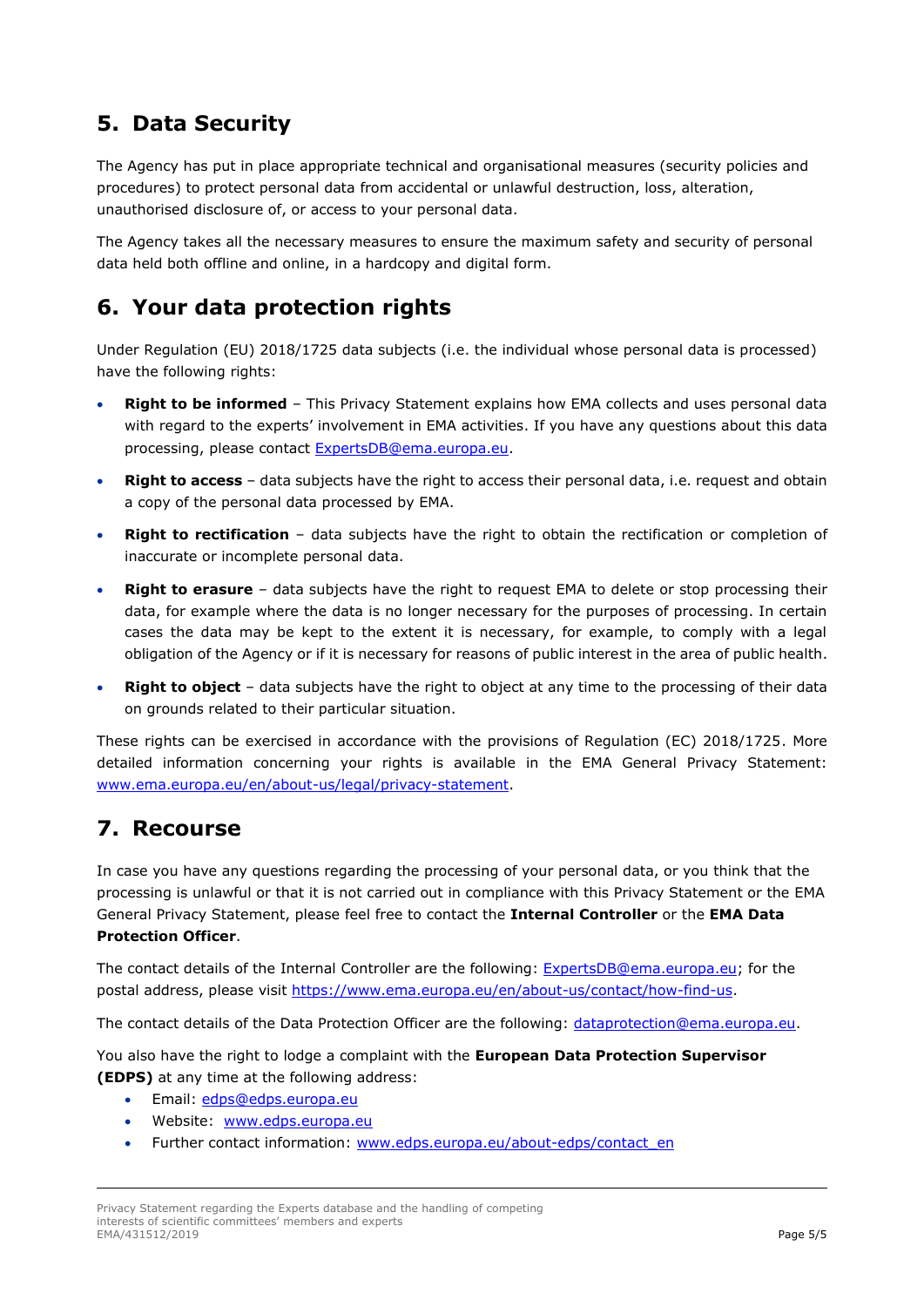## 5. Data Security

The Agency has put in place appropriate technical and organisational measures (security policies and procedures) to protect personal data from accidental or unlawful destruction, loss, alteration, unauthorised disclosure of, or access to your personal data.

The Agency takes all the necessary measures to ensure the maximum safety and security of personal data held both offline and online, in a hardcopy and digital form.

## 6. Your data protection rights

Under Regulation (EU) 2018/1725 data subjects (i.e. the individual whose personal data is processed) have the following rights:

- **Right to be informed** – This Privacy Statement explains how EMA collects and uses personal data with regard to the experts' involvement in EMA activities. If you have any questions about this data processing, please contact ExpertsDB@ema.europa.eu.
- **Right to access** – data subjects have the right to access their personal data, i.e. request and obtain a copy of the personal data processed by EMA.
- **Right to rectification** – data subjects have the right to obtain the rectification or completion of inaccurate or incomplete personal data.
- **Right to erasure** – data subjects have the right to request EMA to delete or stop processing their data, for example where the data is no longer necessary for the purposes of processing. In certain cases the data may be kept to the extent it is necessary, for example, to comply with a legal obligation of the Agency or if it is necessary for reasons of public interest in the area of public health.
- **Right to object** – data subjects have the right to object at any time to the processing of their data on grounds related to their particular situation.

These rights can be exercised in accordance with the provisions of Regulation (EC) 2018/1725. More detailed information concerning your rights is available in the EMA General Privacy Statement: www.ema.europa.eu/en/about-us/legal/privacy-statement.

## 7. Recourse

In case you have any questions regarding the processing of your personal data, or you think that the processing is unlawful or that it is not carried out in compliance with this Privacy Statement or the EMA General Privacy Statement, please feel free to contact the **Internal Controller** or the **EMA Data Protection Officer**.

The contact details of the Internal Controller are the following: ExpertsDB@ema.europa.eu; for the postal address, please visit https://www.ema.europa.eu/en/about-us/contact/how-find-us.

The contact details of the Data Protection Officer are the following: dataprotection@ema.europa.eu.

You also have the right to lodge a complaint with the **European Data Protection Supervisor (EDPS)** at any time at the following address:

- Email: edps@edps.europa.eu
- Website: www.edps.europa.eu
- Further contact information: www.edps.europa.eu/about-edps/contact_en